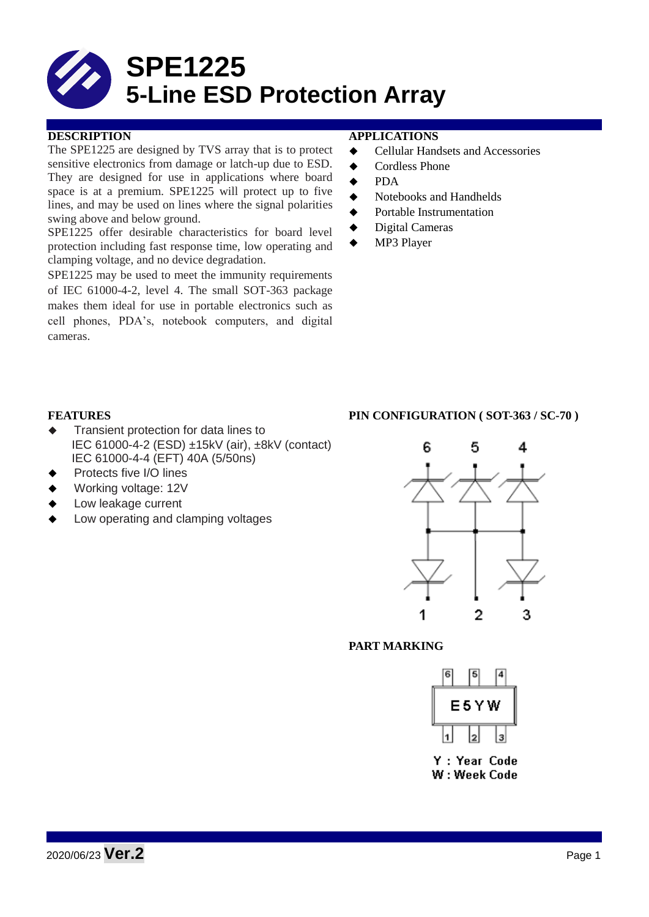# SPE1225
# 5-Line ESD Protection Array

## DESCRIPTION

The SPE1225 are designed by TVS array that is to protect sensitive electronics from damage or latch-up due to ESD. They are designed for use in applications where board space is at a premium. SPE1225 will protect up to five lines, and may be used on lines where the signal polarities swing above and below ground.

SPE1225 offer desirable characteristics for board level protection including fast response time, low operating and clamping voltage, and no device degradation.

SPE1225 may be used to meet the immunity requirements of IEC 61000-4-2, level 4. The small SOT-363 package makes them ideal for use in portable electronics such as cell phones, PDA's, notebook computers, and digital cameras.

## APPLICATIONS

- Cellular Handsets and Accessories
- Cordless Phone
- PDA
- Notebooks and Handhelds
- Portable Instrumentation
- Digital Cameras
- MP3 Player

## FEATURES

- Transient protection for data lines to
  IEC 61000-4-2 (ESD) ±15kV (air), ±8kV (contact)
  IEC 61000-4-4 (EFT) 40A (5/50ns)
- Protects five I/O lines
- Working voltage: 12V
- Low leakage current
- Low operating and clamping voltages

## PIN CONFIGURATION ( SOT-363 / SC-70 )

6 5 4

1 2 3

## PART MARKING

E5YW

Y : Year Code
W : Week Code

2020/06/23 **Ver.2**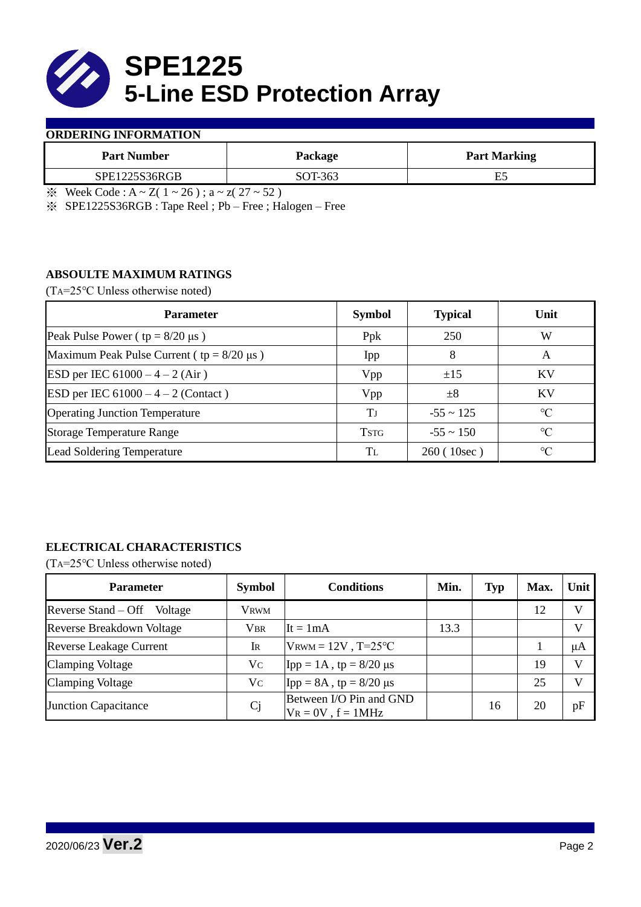# SPE1225
# 5-Line ESD Protection Array

**ORDERING INFORMATION**

| Part Number | Package | Part Marking |
|---|---|---|
| SPE1225S36RGB | SOT-363 | E5 |

※ Week Code : A ~ Z( 1 ~ 26 ) ; a ~ z( 27 ~ 52 )

※ SPE1225S36RGB : Tape Reel ; Pb – Free ; Halogen – Free

**ABSOULTE MAXIMUM RATINGS**

($T_A$=25°C Unless otherwise noted)

| Parameter | Symbol | Typical | Unit |
|---|---|---|---|
| Peak Pulse Power ( tp = 8/20 μs ) | Ppk | 250 | W |
| Maximum Peak Pulse Current ( tp = 8/20 μs ) | Ipp | 8 | A |
| ESD per IEC 61000 – 4 – 2 (Air ) | Vpp | ±15 | KV |
| ESD per IEC 61000 – 4 – 2 (Contact ) | Vpp | ±8 | KV |
| Operating Junction Temperature | $T_J$ | -55 ~ 125 | °C |
| Storage Temperature Range | $T_{STG}$ | -55 ~ 150 | °C |
| Lead Soldering Temperature | $T_L$ | 260 ( 10sec ) | °C |

**ELECTRICAL CHARACTERISTICS**

($T_A$=25°C Unless otherwise noted)

| Parameter | Symbol | Conditions | Min. | Typ | Max. | Unit |
|---|---|---|---|---|---|---|
| Reverse Stand – Off Voltage | $V_{RWM}$ | | | | 12 | V |
| Reverse Breakdown Voltage | $V_{BR}$ | It = 1mA | 13.3 | | | V |
| Reverse Leakage Current | $I_R$ | $V_{RWM}$ = 12V , T=25°C | | | 1 | μA |
| Clamping Voltage | $V_C$ | Ipp = 1A , tp = 8/20 μs | | | 19 | V |
| Clamping Voltage | $V_C$ | Ipp = 8A , tp = 8/20 μs | | | 25 | V |
| Junction Capacitance | Cj | Between I/O Pin and GND $V_R$ = 0V , f = 1MHz | | 16 | 20 | pF |

2020/06/23 **Ver.2**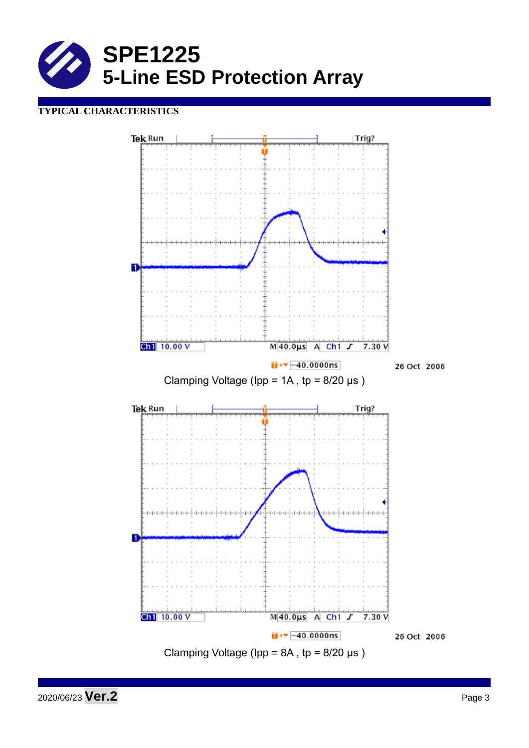# SPE1225
## 5-Line ESD Protection Array

**TYPICAL CHARACTERISTICS**

Clamping Voltage (Ipp = 1A , tp = 8/20 μs )

Clamping Voltage (Ipp = 8A , tp = 8/20 μs )

2020/06/23 **Ver.2**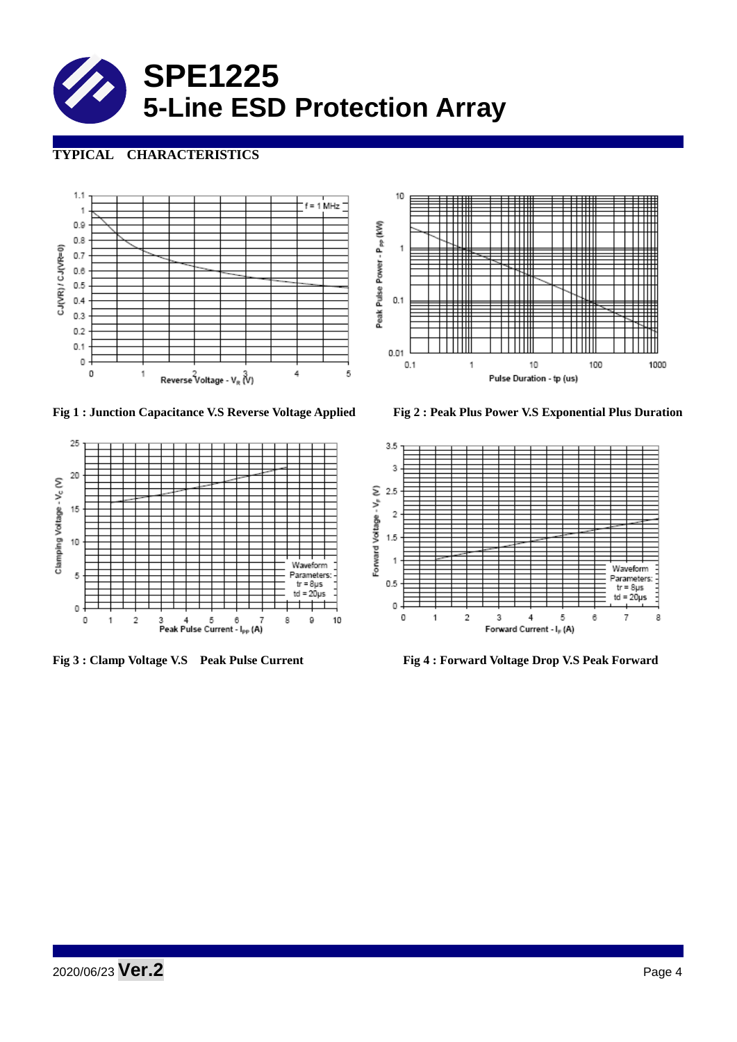# SPE1225
## 5-Line ESD Protection Array

### TYPICAL CHARACTERISTICS

Fig 1 : Junction Capacitance V.S Reverse Voltage Applied

Fig 2 : Peak Plus Power V.S Exponential Plus Duration

Fig 3 : Clamp Voltage V.S Peak Pulse Current

Fig 4 : Forward Voltage Drop V.S Peak Forward

2020/06/23 **Ver.2**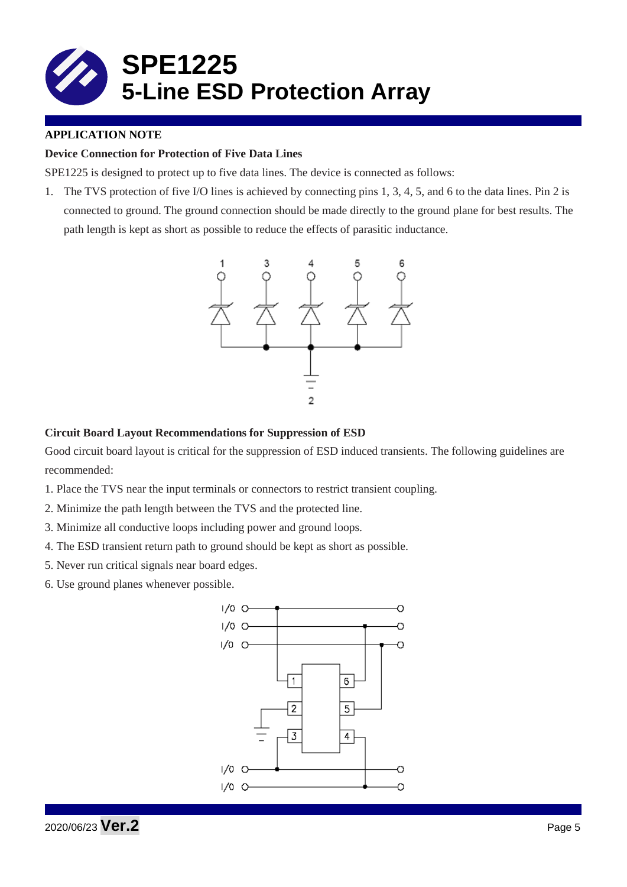# SPE1225
# 5-Line ESD Protection Array

**APPLICATION NOTE**

**Device Connection for Protection of Five Data Lines**

SPE1225 is designed to protect up to five data lines. The device is connected as follows:

1. The TVS protection of five I/O lines is achieved by connecting pins 1, 3, 4, 5, and 6 to the data lines. Pin 2 is connected to ground. The ground connection should be made directly to the ground plane for best results. The path length is kept as short as possible to reduce the effects of parasitic inductance.

**Circuit Board Layout Recommendations for Suppression of ESD**

Good circuit board layout is critical for the suppression of ESD induced transients. The following guidelines are recommended:

1. Place the TVS near the input terminals or connectors to restrict transient coupling.
2. Minimize the path length between the TVS and the protected line.
3. Minimize all conductive loops including power and ground loops.
4. The ESD transient return path to ground should be kept as short as possible.
5. Never run critical signals near board edges.
6. Use ground planes whenever possible.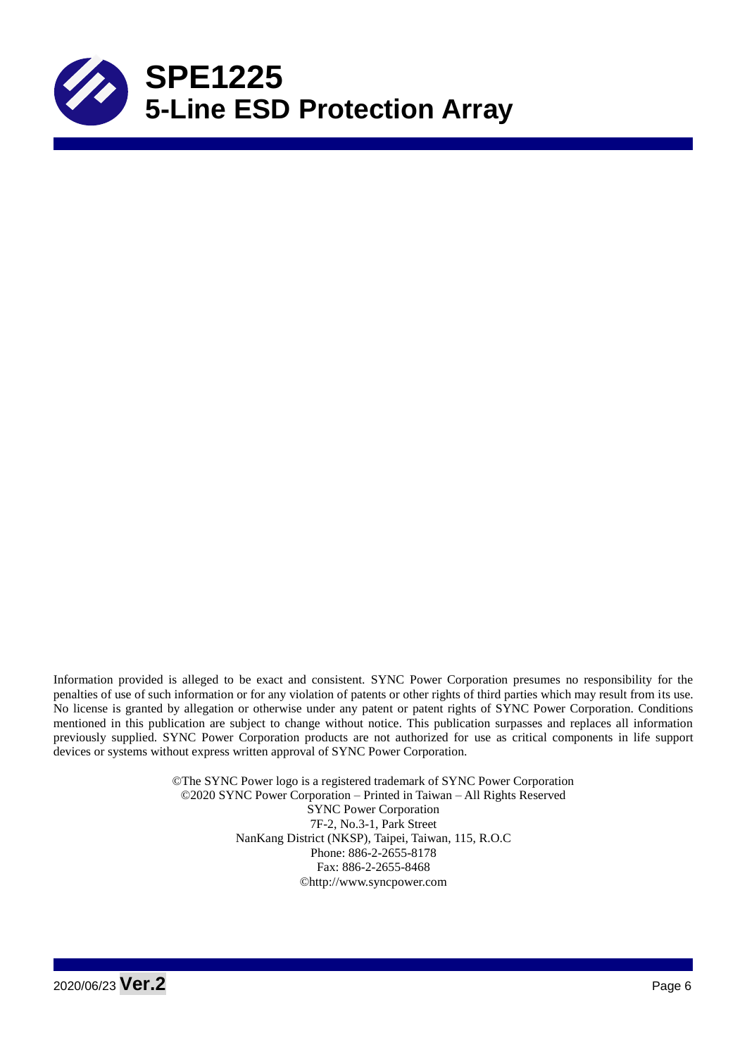Information provided is alleged to be exact and consistent. SYNC Power Corporation presumes no responsibility for the penalties of use of such information or for any violation of patents or other rights of third parties which may result from its use. No license is granted by allegation or otherwise under any patent or patent rights of SYNC Power Corporation. Conditions mentioned in this publication are subject to change without notice. This publication surpasses and replaces all information previously supplied. SYNC Power Corporation products are not authorized for use as critical components in life support devices or systems without express written approval of SYNC Power Corporation.

©The SYNC Power logo is a registered trademark of SYNC Power Corporation
©2020 SYNC Power Corporation – Printed in Taiwan – All Rights Reserved
SYNC Power Corporation
7F-2, No.3-1, Park Street
NanKang District (NKSP), Taipei, Taiwan, 115, R.O.C
Phone: 886-2-2655-8178
Fax: 886-2-2655-8468
©http://www.syncpower.com